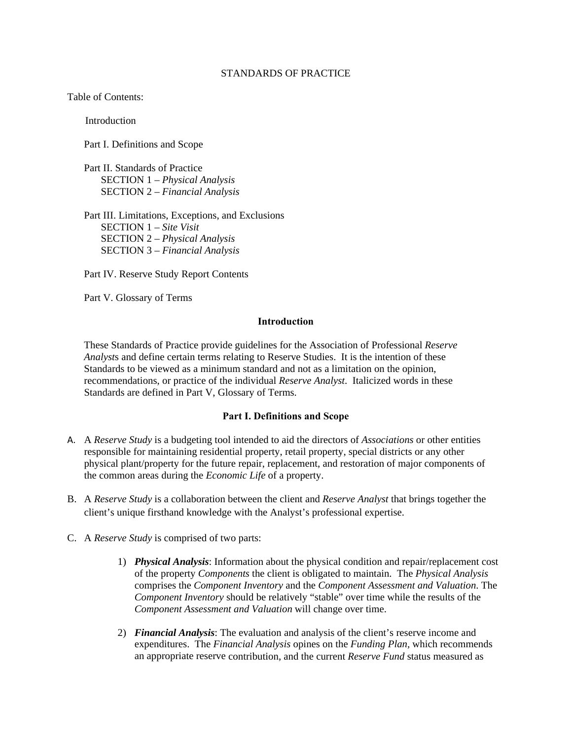# STANDARDS OF PRACTICE

Table of Contents:

Introduction

Part I. Definitions and Scope

Part II. Standards of Practice
- SECTION 1 – *Physical Analysis*
- SECTION 2 – *Financial Analysis*

Part III. Limitations, Exceptions, and Exclusions
- SECTION 1 – *Site Visit*
- SECTION 2 – *Physical Analysis*
- SECTION 3 – *Financial Analysis*

Part IV. Reserve Study Report Contents

Part V. Glossary of Terms

## Introduction

These Standards of Practice provide guidelines for the Association of Professional *Reserve Analysts* and define certain terms relating to Reserve Studies. It is the intention of these Standards to be viewed as a minimum standard and not as a limitation on the opinion, recommendations, or practice of the individual *Reserve Analyst*. Italicized words in these Standards are defined in Part V, Glossary of Terms.

## Part I. Definitions and Scope

A. A *Reserve Study* is a budgeting tool intended to aid the directors of *Associations* or other entities responsible for maintaining residential property, retail property, special districts or any other physical plant/property for the future repair, replacement, and restoration of major components of the common areas during the *Economic Life* of a property.

B. A *Reserve Study* is a collaboration between the client and *Reserve Analyst* that brings together the client's unique firsthand knowledge with the Analyst's professional expertise.

C. A *Reserve Study* is comprised of two parts:

1) ***Physical Analysis***: Information about the physical condition and repair/replacement cost of the property *Components* the client is obligated to maintain. The *Physical Analysis* comprises the *Component Inventory* and the *Component Assessment and Valuation*. The *Component Inventory* should be relatively "stable" over time while the results of the *Component Assessment and Valuation* will change over time.

2) ***Financial Analysis***: The evaluation and analysis of the client's reserve income and expenditures. The *Financial Analysis* opines on the *Funding Plan*, which recommends an appropriate reserve contribution, and the current *Reserve Fund* status measured as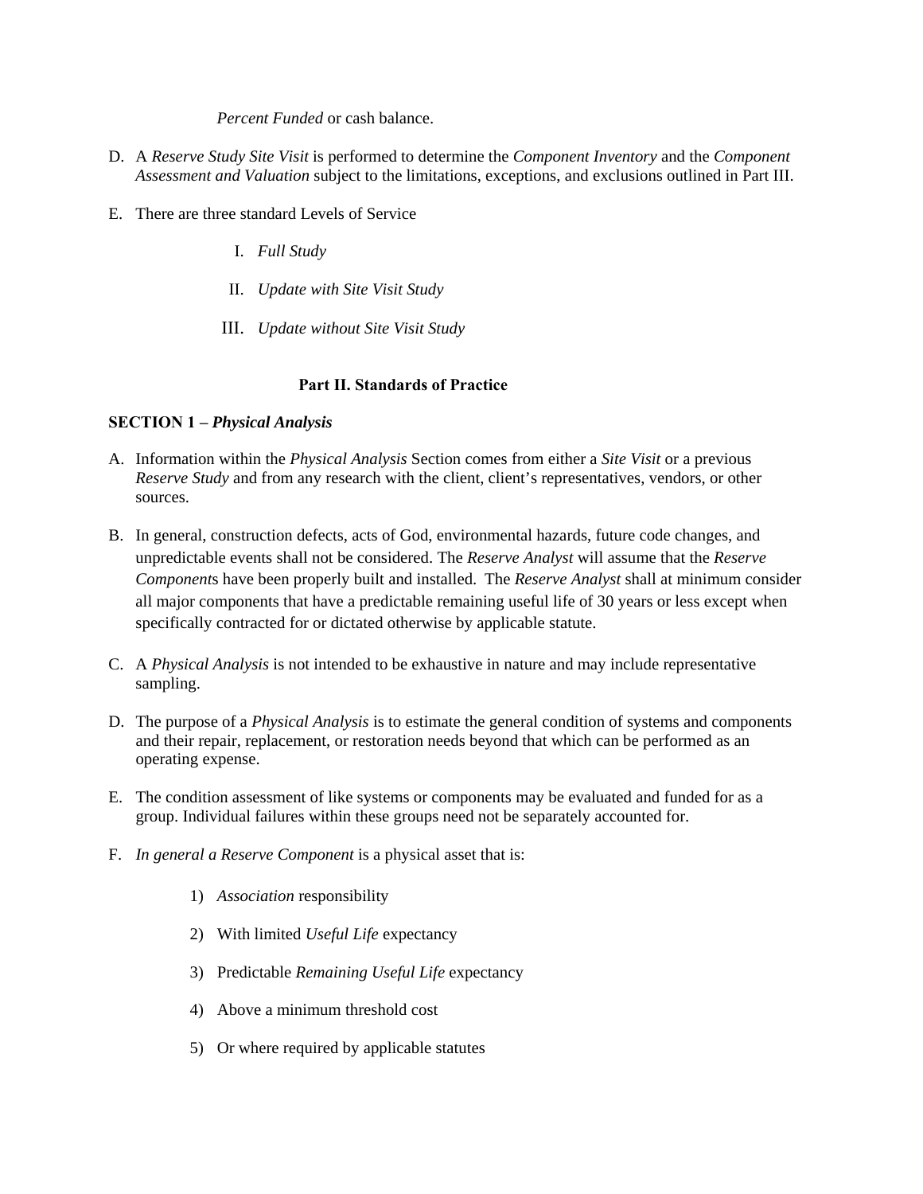*Percent Funded* or cash balance.

D. A *Reserve Study Site Visit* is performed to determine the *Component Inventory* and the *Component Assessment and Valuation* subject to the limitations, exceptions, and exclusions outlined in Part III.

E. There are three standard Levels of Service

   I. *Full Study*

   II. *Update with Site Visit Study*

   III. *Update without Site Visit Study*

## Part II. Standards of Practice

### SECTION 1 – *Physical Analysis*

A. Information within the *Physical Analysis* Section comes from either a *Site Visit* or a previous *Reserve Study* and from any research with the client, client's representatives, vendors, or other sources.

B. In general, construction defects, acts of God, environmental hazards, future code changes, and unpredictable events shall not be considered. The *Reserve Analyst* will assume that the *Reserve Component*s have been properly built and installed. The *Reserve Analyst* shall at minimum consider all major components that have a predictable remaining useful life of 30 years or less except when specifically contracted for or dictated otherwise by applicable statute.

C. A *Physical Analysis* is not intended to be exhaustive in nature and may include representative sampling.

D. The purpose of a *Physical Analysis* is to estimate the general condition of systems and components and their repair, replacement, or restoration needs beyond that which can be performed as an operating expense.

E. The condition assessment of like systems or components may be evaluated and funded for as a group. Individual failures within these groups need not be separately accounted for.

F. *In general a Reserve Component* is a physical asset that is:

   1) *Association* responsibility

   2) With limited *Useful Life* expectancy

   3) Predictable *Remaining Useful Life* expectancy

   4) Above a minimum threshold cost

   5) Or where required by applicable statutes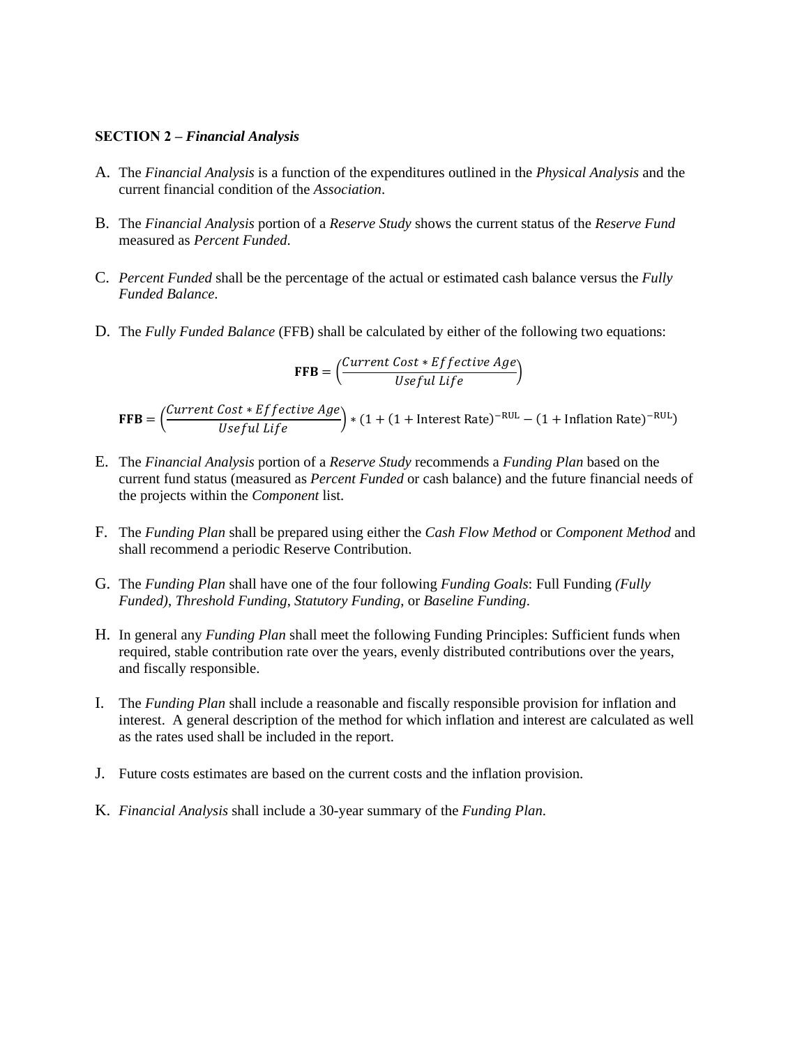**SECTION 2 –** ***Financial Analysis***

A. The *Financial Analysis* is a function of the expenditures outlined in the *Physical Analysis* and the current financial condition of the *Association*.

B. The *Financial Analysis* portion of a *Reserve Study* shows the current status of the *Reserve Fund* measured as *Percent Funded*.

C. *Percent Funded* shall be the percentage of the actual or estimated cash balance versus the *Fully Funded Balance*.

D. The *Fully Funded Balance* (FFB) shall be calculated by either of the following two equations:

$$\mathbf{FFB} = \left(\frac{Current\ Cost * Effective\ Age}{Useful\ Life}\right)$$

$$\mathbf{FFB} = \left(\frac{Current\ Cost * Effective\ Age}{Useful\ Life}\right) * \left(1 + (1 + \text{Interest Rate})^{-\text{RUL}} - (1 + \text{Inflation Rate})^{-\text{RUL}}\right)$$

E. The *Financial Analysis* portion of a *Reserve Study* recommends a *Funding Plan* based on the current fund status (measured as *Percent Funded* or cash balance) and the future financial needs of the projects within the *Component* list.

F. The *Funding Plan* shall be prepared using either the *Cash Flow Method* or *Component Method* and shall recommend a periodic Reserve Contribution.

G. The *Funding Plan* shall have one of the four following *Funding Goals*: Full Funding *(Fully Funded)*, *Threshold Funding*, *Statutory Funding*, or *Baseline Funding*.

H. In general any *Funding Plan* shall meet the following Funding Principles: Sufficient funds when required, stable contribution rate over the years, evenly distributed contributions over the years, and fiscally responsible.

I. The *Funding Plan* shall include a reasonable and fiscally responsible provision for inflation and interest. A general description of the method for which inflation and interest are calculated as well as the rates used shall be included in the report.

J. Future costs estimates are based on the current costs and the inflation provision.

K. *Financial Analysis* shall include a 30-year summary of the *Funding Plan*.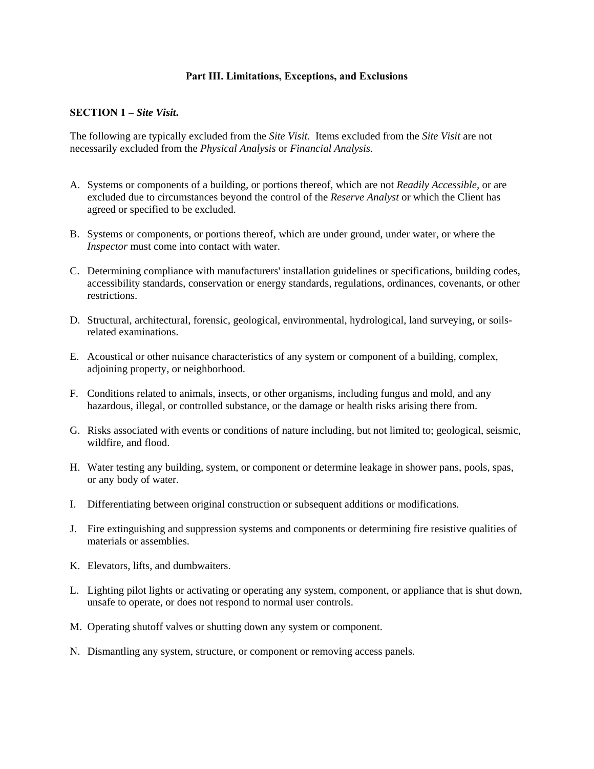## Part III. Limitations, Exceptions, and Exclusions

**SECTION 1 – *Site Visit*.**

The following are typically excluded from the *Site Visit*. Items excluded from the *Site Visit* are not necessarily excluded from the *Physical Analysis* or *Financial Analysis.*

A. Systems or components of a building, or portions thereof, which are not *Readily Accessible,* or are excluded due to circumstances beyond the control of the *Reserve Analyst* or which the Client has agreed or specified to be excluded.

B. Systems or components, or portions thereof, which are under ground, under water, or where the *Inspector* must come into contact with water.

C. Determining compliance with manufacturers' installation guidelines or specifications, building codes, accessibility standards, conservation or energy standards, regulations, ordinances, covenants, or other restrictions.

D. Structural, architectural, forensic, geological, environmental, hydrological, land surveying, or soils-related examinations.

E. Acoustical or other nuisance characteristics of any system or component of a building, complex, adjoining property, or neighborhood.

F. Conditions related to animals, insects, or other organisms, including fungus and mold, and any hazardous, illegal, or controlled substance, or the damage or health risks arising there from.

G. Risks associated with events or conditions of nature including, but not limited to; geological, seismic, wildfire, and flood.

H. Water testing any building, system, or component or determine leakage in shower pans, pools, spas, or any body of water.

I. Differentiating between original construction or subsequent additions or modifications.

J. Fire extinguishing and suppression systems and components or determining fire resistive qualities of materials or assemblies.

K. Elevators, lifts, and dumbwaiters.

L. Lighting pilot lights or activating or operating any system, component, or appliance that is shut down, unsafe to operate, or does not respond to normal user controls.

M. Operating shutoff valves or shutting down any system or component.

N. Dismantling any system, structure, or component or removing access panels.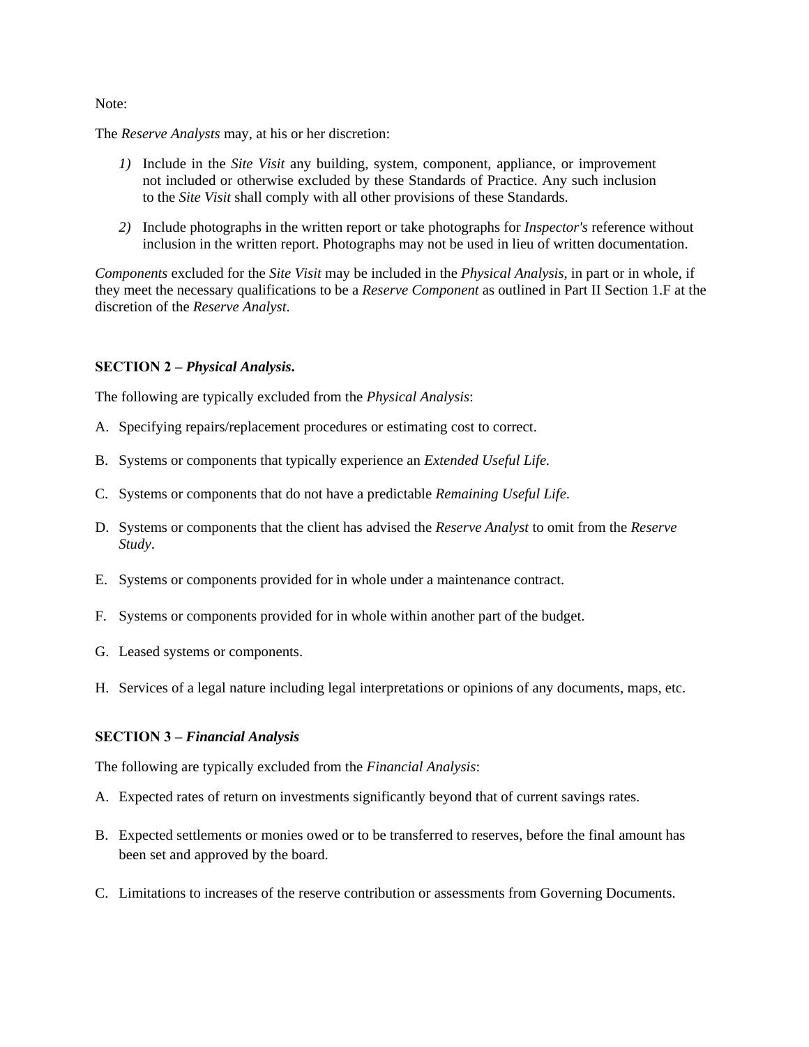Note:

The *Reserve Analysts* may, at his or her discretion:

1) Include in the *Site Visit* any building, system, component, appliance, or improvement not included or otherwise excluded by these Standards of Practice. Any such inclusion to the *Site Visit* shall comply with all other provisions of these Standards.
2) Include photographs in the written report or take photographs for *Inspector's* reference without inclusion in the written report. Photographs may not be used in lieu of written documentation.

*Components* excluded for the *Site Visit* may be included in the *Physical Analysis*, in part or in whole, if they meet the necessary qualifications to be a *Reserve Component* as outlined in Part II Section 1.F at the discretion of the *Reserve Analyst*.

**SECTION 2 – *Physical Analysis*.**

The following are typically excluded from the *Physical Analysis*:

A. Specifying repairs/replacement procedures or estimating cost to correct.

B. Systems or components that typically experience an *Extended Useful Life.*

C. Systems or components that do not have a predictable *Remaining Useful Life*.

D. Systems or components that the client has advised the *Reserve Analyst* to omit from the *Reserve Study*.

E. Systems or components provided for in whole under a maintenance contract.

F. Systems or components provided for in whole within another part of the budget.

G. Leased systems or components.

H. Services of a legal nature including legal interpretations or opinions of any documents, maps, etc.

**SECTION 3 – *Financial Analysis***

The following are typically excluded from the *Financial Analysis*:

A. Expected rates of return on investments significantly beyond that of current savings rates.

B. Expected settlements or monies owed or to be transferred to reserves, before the final amount has been set and approved by the board.

C. Limitations to increases of the reserve contribution or assessments from Governing Documents.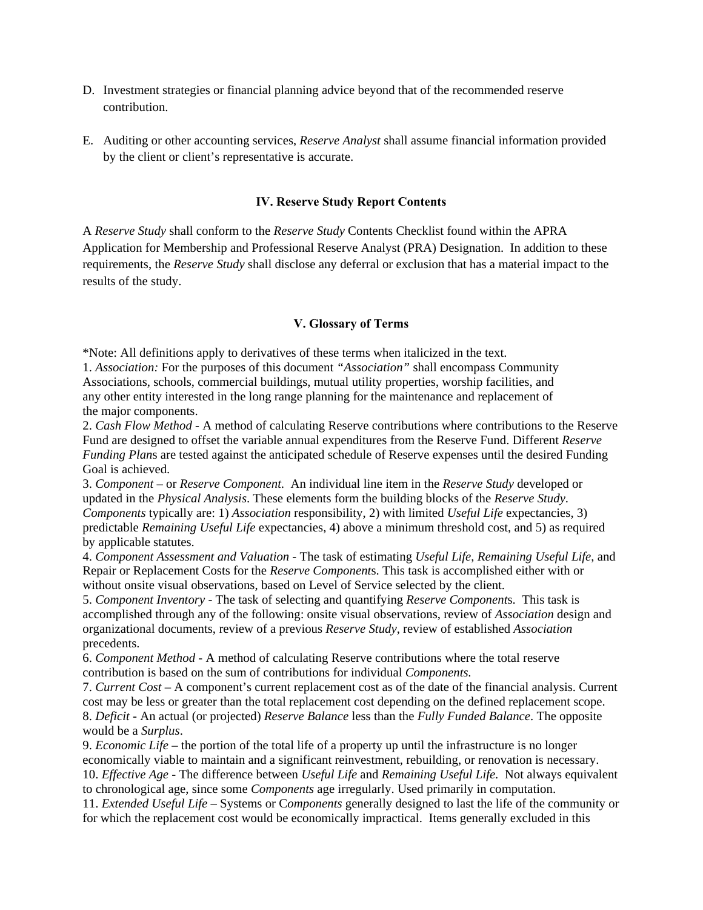D. Investment strategies or financial planning advice beyond that of the recommended reserve contribution.

E. Auditing or other accounting services, *Reserve Analyst* shall assume financial information provided by the client or client's representative is accurate.

## IV. Reserve Study Report Contents

A *Reserve Study* shall conform to the *Reserve Study* Contents Checklist found within the APRA Application for Membership and Professional Reserve Analyst (PRA) Designation. In addition to these requirements, the *Reserve Study* shall disclose any deferral or exclusion that has a material impact to the results of the study.

## V. Glossary of Terms

*Note: All definitions apply to derivatives of these terms when italicized in the text.

1. *Association:* For the purposes of this document *"Association"* shall encompass Community Associations, schools, commercial buildings, mutual utility properties, worship facilities, and any other entity interested in the long range planning for the maintenance and replacement of the major components.

2. *Cash Flow Method* - A method of calculating Reserve contributions where contributions to the Reserve Fund are designed to offset the variable annual expenditures from the Reserve Fund. Different *Reserve Funding Plan*s are tested against the anticipated schedule of Reserve expenses until the desired Funding Goal is achieved.

3. *Component* – or *Reserve Component.* An individual line item in the *Reserve Study* developed or updated in the *Physical Analysis*. These elements form the building blocks of the *Reserve Study*. *Components* typically are: 1) *Association* responsibility, 2) with limited *Useful Life* expectancies, 3) predictable *Remaining Useful Life* expectancies, 4) above a minimum threshold cost, and 5) as required by applicable statutes.

4. *Component Assessment and Valuation* - The task of estimating *Useful Life*, *Remaining Useful Life*, and Repair or Replacement Costs for the *Reserve Component*s. This task is accomplished either with or without onsite visual observations, based on Level of Service selected by the client.

5. *Component Inventory* - The task of selecting and quantifying *Reserve Component*s. This task is accomplished through any of the following: onsite visual observations, review of *Association* design and organizational documents, review of a previous *Reserve Study*, review of established *Association* precedents.

6. *Component Method* - A method of calculating Reserve contributions where the total reserve contribution is based on the sum of contributions for individual *Components.*

7. *Current Cost* – A component's current replacement cost as of the date of the financial analysis. Current cost may be less or greater than the total replacement cost depending on the defined replacement scope.

8. *Deficit* - An actual (or projected) *Reserve Balance* less than the *Fully Funded Balance*. The opposite would be a *Surplus*.

9. *Economic Life* – the portion of the total life of a property up until the infrastructure is no longer economically viable to maintain and a significant reinvestment, rebuilding, or renovation is necessary.

10. *Effective Age* - The difference between *Useful Life* and *Remaining Useful Life*. Not always equivalent to chronological age, since some *Components* age irregularly. Used primarily in computation.

11. *Extended Useful Life* – Systems or C*omponents* generally designed to last the life of the community or for which the replacement cost would be economically impractical. Items generally excluded in this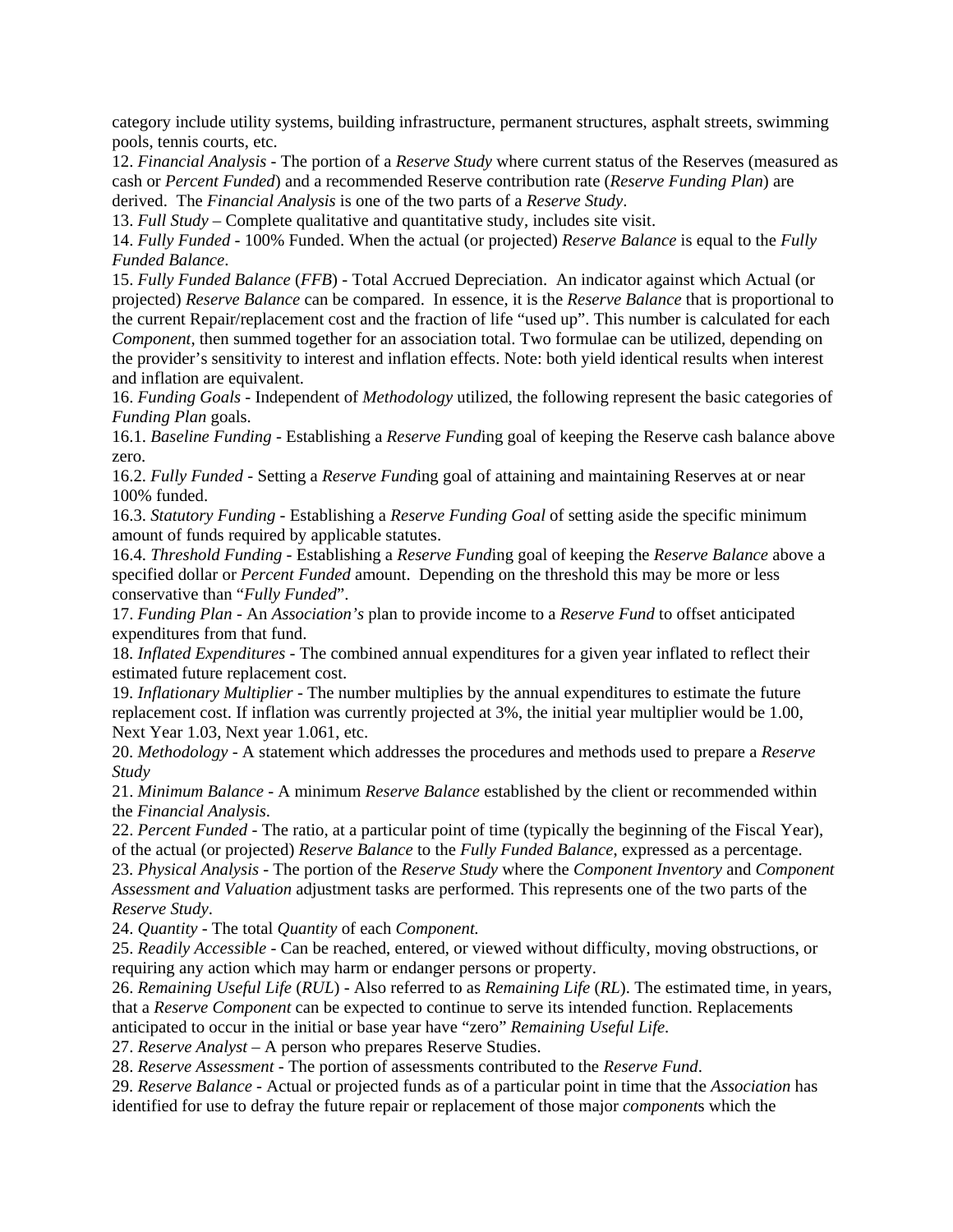category include utility systems, building infrastructure, permanent structures, asphalt streets, swimming pools, tennis courts, etc.

12. *Financial Analysis* - The portion of a *Reserve Study* where current status of the Reserves (measured as cash or *Percent Funded*) and a recommended Reserve contribution rate (*Reserve Funding Plan*) are derived. The *Financial Analysis* is one of the two parts of a *Reserve Study*.

13. *Full Study* – Complete qualitative and quantitative study, includes site visit.

14. *Fully Funded* - 100% Funded. When the actual (or projected) *Reserve Balance* is equal to the *Fully Funded Balance*.

15. *Fully Funded Balance* (*FFB*) - Total Accrued Depreciation. An indicator against which Actual (or projected) *Reserve Balance* can be compared. In essence, it is the *Reserve Balance* that is proportional to the current Repair/replacement cost and the fraction of life "used up". This number is calculated for each *Component*, then summed together for an association total. Two formulae can be utilized, depending on the provider's sensitivity to interest and inflation effects. Note: both yield identical results when interest and inflation are equivalent.

16. *Funding Goals* - Independent of *Methodology* utilized, the following represent the basic categories of *Funding Plan* goals.

16.1. *Baseline Funding* - Establishing a *Reserve Fund*ing goal of keeping the Reserve cash balance above zero.

16.2. *Fully Funded* - Setting a *Reserve Fund*ing goal of attaining and maintaining Reserves at or near 100% funded.

16.3. *Statutory Funding* - Establishing a *Reserve Funding Goal* of setting aside the specific minimum amount of funds required by applicable statutes.

16.4. *Threshold Funding* - Establishing a *Reserve Fund*ing goal of keeping the *Reserve Balance* above a specified dollar or *Percent Funded* amount. Depending on the threshold this may be more or less conservative than "*Fully Funded*".

17. *Funding Plan* - An *Association's* plan to provide income to a *Reserve Fund* to offset anticipated expenditures from that fund.

18. *Inflated Expenditures* - The combined annual expenditures for a given year inflated to reflect their estimated future replacement cost.

19. *Inflationary Multiplier* - The number multiplies by the annual expenditures to estimate the future replacement cost. If inflation was currently projected at 3%, the initial year multiplier would be 1.00, Next Year 1.03, Next year 1.061, etc.

20. *Methodology* - A statement which addresses the procedures and methods used to prepare a *Reserve Study*

21. *Minimum Balance* - A minimum *Reserve Balance* established by the client or recommended within the *Financial Analysis*.

22. *Percent Funded* - The ratio, at a particular point of time (typically the beginning of the Fiscal Year), of the actual (or projected) *Reserve Balance* to the *Fully Funded Balance*, expressed as a percentage.

23. *Physical Analysis* - The portion of the *Reserve Study* where the *Component Inventory* and *Component Assessment and Valuation* adjustment tasks are performed. This represents one of the two parts of the *Reserve Study*.

24. *Quantity* - The total *Quantity* of each *Component.*

25. *Readily Accessible* - Can be reached, entered, or viewed without difficulty, moving obstructions, or requiring any action which may harm or endanger persons or property.

26. *Remaining Useful Life* (*RUL*) - Also referred to as *Remaining Life* (*RL*). The estimated time, in years, that a *Reserve Component* can be expected to continue to serve its intended function. Replacements anticipated to occur in the initial or base year have "zero" *Remaining Useful Life*.

27. *Reserve Analyst* – A person who prepares Reserve Studies.

28. *Reserve Assessment* - The portion of assessments contributed to the *Reserve Fund*.

29. *Reserve Balance* - Actual or projected funds as of a particular point in time that the *Association* has identified for use to defray the future repair or replacement of those major *component*s which the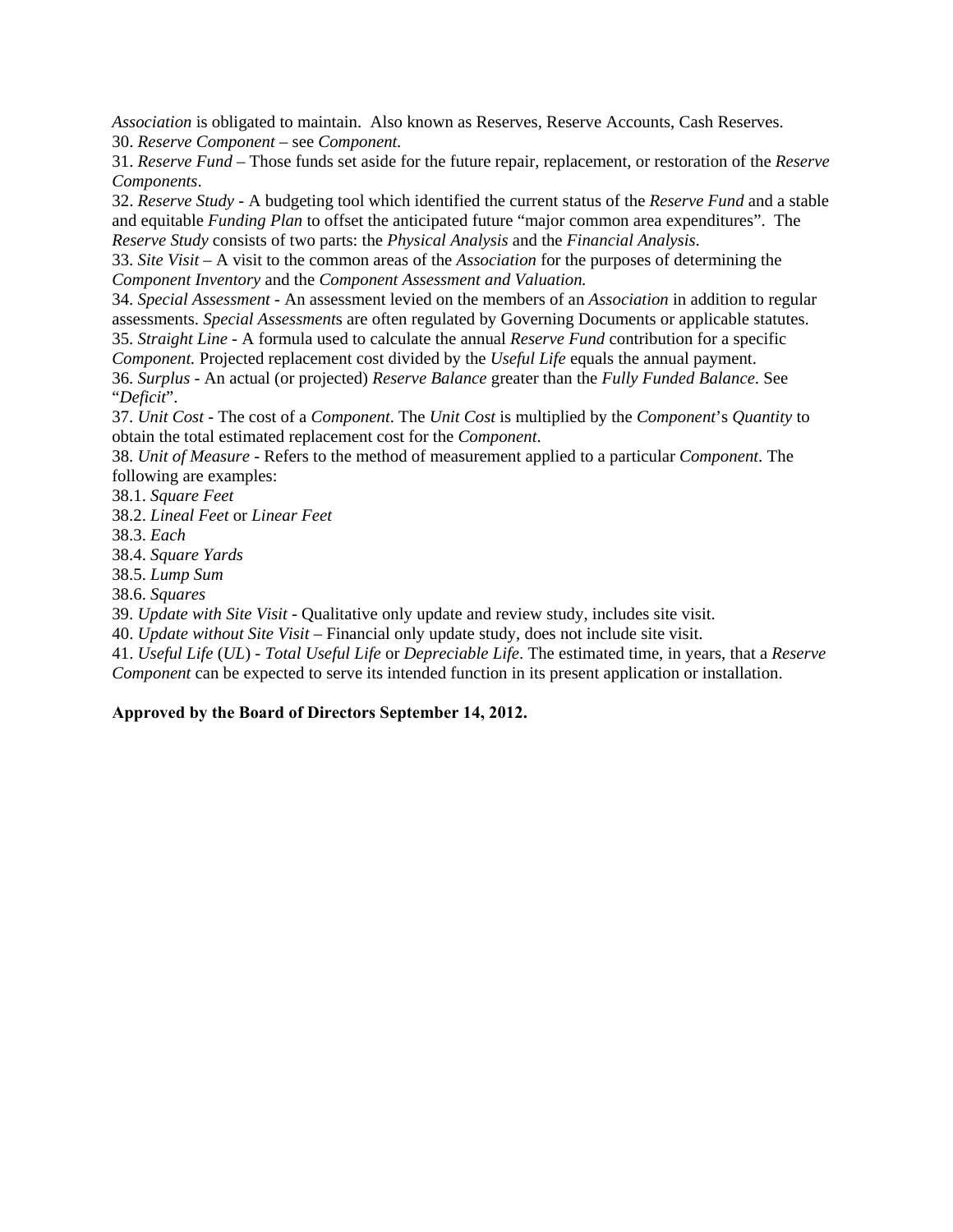*Association* is obligated to maintain. Also known as Reserves, Reserve Accounts, Cash Reserves.

30. *Reserve Component* – see *Component*.

31. *Reserve Fund* – Those funds set aside for the future repair, replacement, or restoration of the *Reserve Components*.

32. *Reserve Study* - A budgeting tool which identified the current status of the *Reserve Fund* and a stable and equitable *Funding Plan* to offset the anticipated future "major common area expenditures". The *Reserve Study* consists of two parts: the *Physical Analysis* and the *Financial Analysis*.

33. *Site Visit* – A visit to the common areas of the *Association* for the purposes of determining the *Component Inventory* and the *Component Assessment and Valuation.*

34. *Special Assessment* - An assessment levied on the members of an *Association* in addition to regular assessments. *Special Assessment*s are often regulated by Governing Documents or applicable statutes.

35. *Straight Line* - A formula used to calculate the annual *Reserve Fund* contribution for a specific *Component.* Projected replacement cost divided by the *Useful Life* equals the annual payment.

36. *Surplus* - An actual (or projected) *Reserve Balance* greater than the *Fully Funded Balance*. See "*Deficit*".

37. *Unit Cost* - The cost of a *Component*. The *Unit Cost* is multiplied by the *Component*'s *Quantity* to obtain the total estimated replacement cost for the *Component*.

38. *Unit of Measure* - Refers to the method of measurement applied to a particular *Component*. The following are examples:

38.1. *Square Feet*

38.2. *Lineal Feet* or *Linear Feet*

38.3. *Each*

38.4. *Square Yards*

38.5. *Lump Sum*

38.6. *Squares*

39. *Update with Site Visit* - Qualitative only update and review study, includes site visit.

40. *Update without Site Visit* – Financial only update study, does not include site visit.

41. *Useful Life* (*UL*) - *Total Useful Life* or *Depreciable Life*. The estimated time, in years, that a *Reserve Component* can be expected to serve its intended function in its present application or installation.

**Approved by the Board of Directors September 14, 2012.**